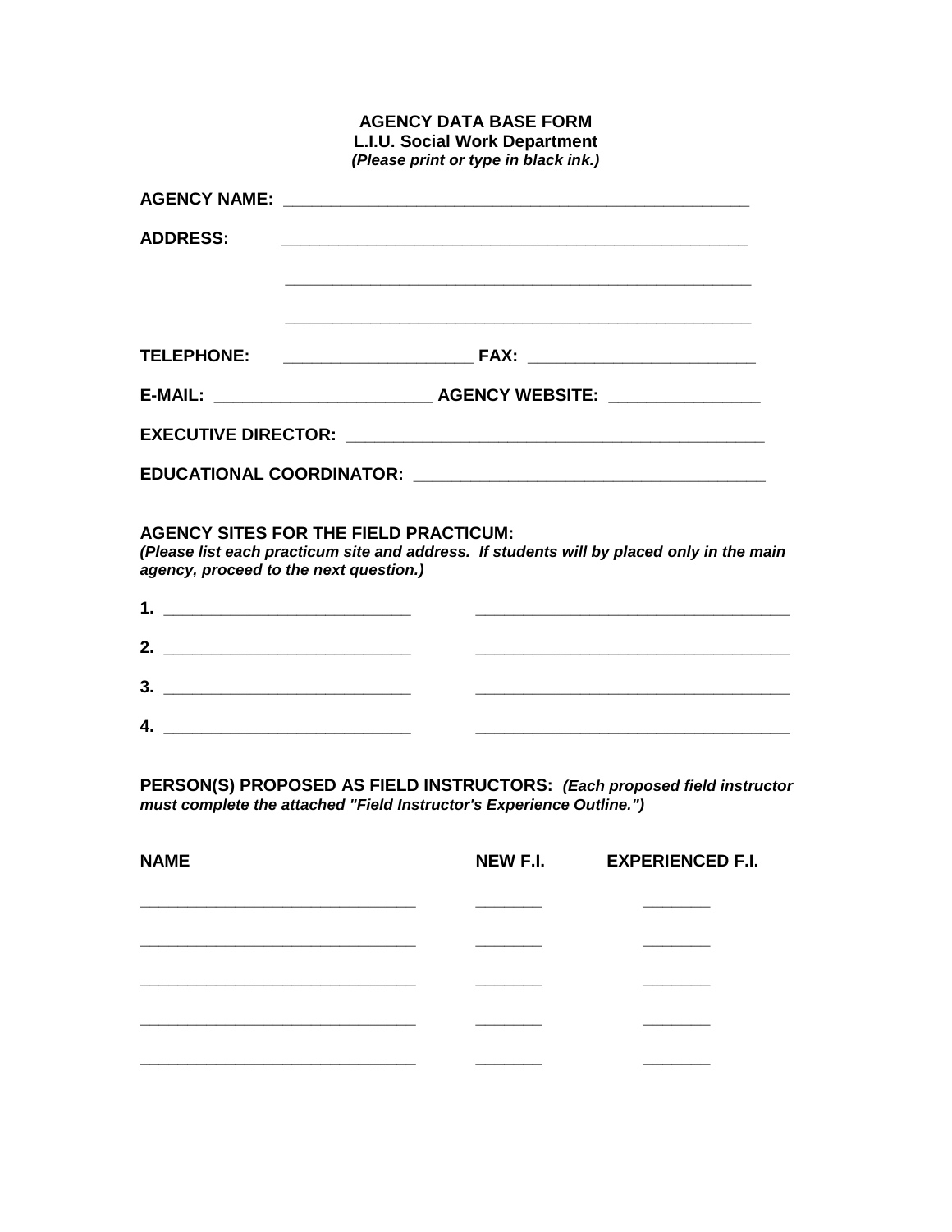# AGENCY DATA BASE FORM

**L.I.U. Social Work Department**

***(Please print or type in black ink.)***

**AGENCY NAME:** ______________________________________________

**ADDRESS:** ______________________________________________

______________________________________________

______________________________________________

**TELEPHONE:** ____________________ **FAX:** ________________________

**E-MAIL:** ______________________ **AGENCY WEBSITE:** _______________

**EXECUTIVE DIRECTOR:** __________________________________________

**EDUCATIONAL COORDINATOR:** ____________________________________

**AGENCY SITES FOR THE FIELD PRACTICUM:**

***(Please list each practicum site and address. If students will by placed only in the main agency, proceed to the next question.)***

**1.** __________________________ __________________________________

**2.** __________________________ __________________________________

**3.** __________________________ __________________________________

**4.** __________________________ __________________________________

**PERSON(S) PROPOSED AS FIELD INSTRUCTORS:** ***(Each proposed field instructor must complete the attached "Field Instructor's Experience Outline.")***

| NAME | NEW F.I. | EXPERIENCED F.I. |
|---|---|---|
| ______________________________ | _______ | _______ |
| ______________________________ | _______ | _______ |
| ______________________________ | _______ | _______ |
| ______________________________ | _______ | _______ |
| ______________________________ | _______ | _______ |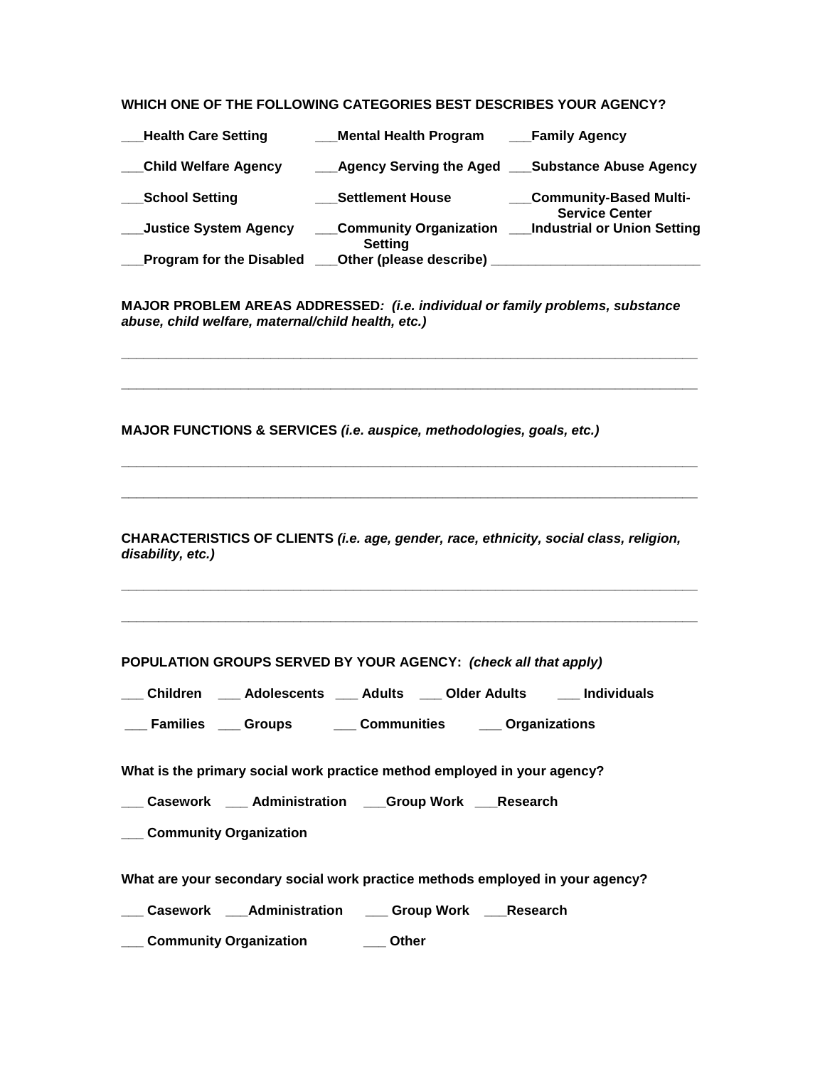**WHICH ONE OF THE FOLLOWING CATEGORIES BEST DESCRIBES YOUR AGENCY?**

| | | |
|---|---|---|
| ___Health Care Setting | ___Mental Health Program | ___Family Agency |
| ___Child Welfare Agency | ___Agency Serving the Aged | ___Substance Abuse Agency |
| ___School Setting | ___Settlement House | ___Community-Based Multi-Service Center |
| ___Justice System Agency | ___Community Organization Setting | ___Industrial or Union Setting |
| ___Program for the Disabled | ___Other (please describe) ___________________________ | |

**MAJOR PROBLEM AREAS ADDRESSED:** ***(i.e. individual or family problems, substance abuse, child welfare, maternal/child health, etc.)***

_____________________________________________________________________________

_____________________________________________________________________________

**MAJOR FUNCTIONS & SERVICES** ***(i.e. auspice, methodologies, goals, etc.)***

_____________________________________________________________________________

_____________________________________________________________________________

**CHARACTERISTICS OF CLIENTS** ***(i.e. age, gender, race, ethnicity, social class, religion, disability, etc.)***

_____________________________________________________________________________

_____________________________________________________________________________

**POPULATION GROUPS SERVED BY YOUR AGENCY:** ***(check all that apply)***

**___ Children ___ Adolescents ___ Adults ___ Older Adults ___ Individuals**

**___ Families ___ Groups ___ Communities ___ Organizations**

**What is the primary social work practice method employed in your agency?**

**___ Casework ___ Administration ___Group Work ___Research**

**___ Community Organization**

**What are your secondary social work practice methods employed in your agency?**

**___ Casework ___Administration ___ Group Work ___Research**

**___ Community Organization ___ Other**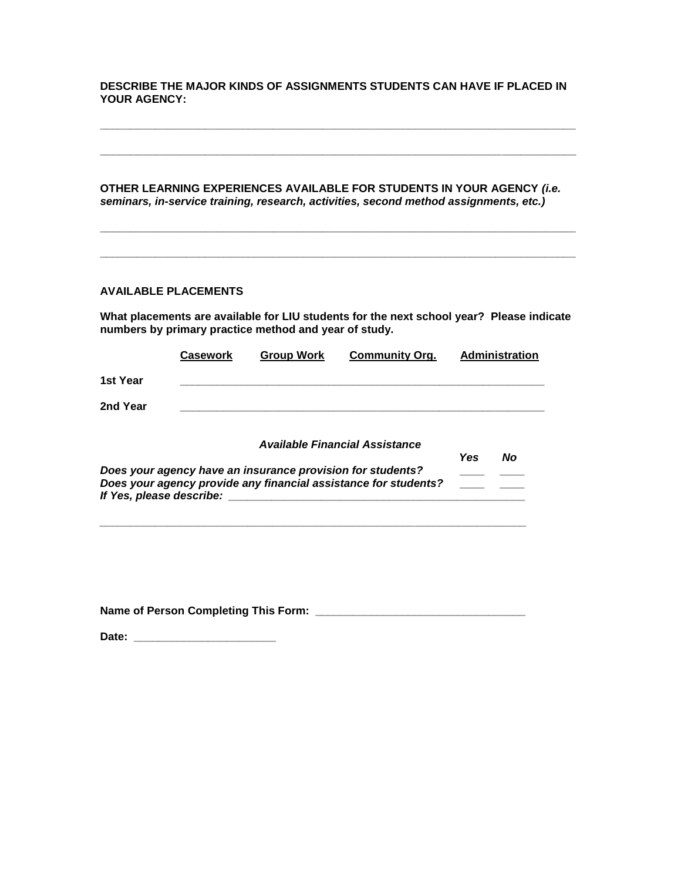**DESCRIBE THE MAJOR KINDS OF ASSIGNMENTS STUDENTS CAN HAVE IF PLACED IN YOUR AGENCY:**

_______________________________________________________________________________

_______________________________________________________________________________

**OTHER LEARNING EXPERIENCES AVAILABLE FOR STUDENTS IN YOUR AGENCY *(i.e. seminars, in-service training, research, activities, second method assignments, etc.)***

_______________________________________________________________________________

_______________________________________________________________________________

**AVAILABLE PLACEMENTS**

**What placements are available for LIU students for the next school year? Please indicate numbers by primary practice method and year of study.**

| | Casework | Group Work | Community Org. | Administration |
|---|---|---|---|---|
| **1st Year** | | | | |
| **2nd Year** | | | | |

***Available Financial Assistance***

| | *Yes* | *No* |
|---|---|---|
| ***Does your agency have an insurance provision for students?*** | ____ | ____ |
| ***Does your agency provide any financial assistance for students?*** | ____ | ____ |

***If Yes, please describe:*** _______________________________________________

_______________________________________________________________________

**Name of Person Completing This Form:** _________________________________

**Date:** _______________________